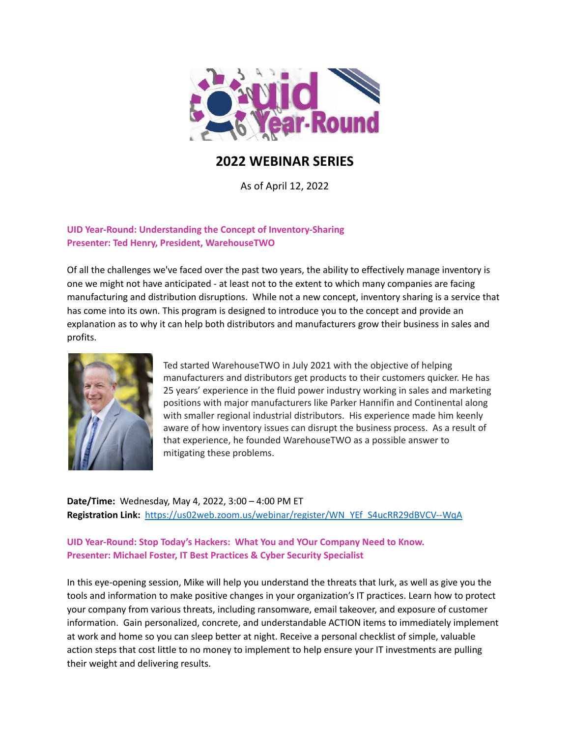# 2022 WEBINAR SERIES

As of April 12, 2022

**UID Year-Round: Understanding the Concept of Inventory-Sharing**
**Presenter: Ted Henry, President, WarehouseTWO**

Of all the challenges we've faced over the past two years, the ability to effectively manage inventory is one we might not have anticipated - at least not to the extent to which many companies are facing manufacturing and distribution disruptions. While not a new concept, inventory sharing is a service that has come into its own. This program is designed to introduce you to the concept and provide an explanation as to why it can help both distributors and manufacturers grow their business in sales and profits.

Ted started WarehouseTWO in July 2021 with the objective of helping manufacturers and distributors get products to their customers quicker. He has 25 years' experience in the fluid power industry working in sales and marketing positions with major manufacturers like Parker Hannifin and Continental along with smaller regional industrial distributors. His experience made him keenly aware of how inventory issues can disrupt the business process. As a result of that experience, he founded WarehouseTWO as a possible answer to mitigating these problems.

**Date/Time:** Wednesday, May 4, 2022, 3:00 – 4:00 PM ET
**Registration Link:** https://us02web.zoom.us/webinar/register/WN_YEf_S4ucRR29dBVCV--WqA

**UID Year-Round: Stop Today's Hackers: What You and YOur Company Need to Know.**
**Presenter: Michael Foster, IT Best Practices & Cyber Security Specialist**

In this eye-opening session, Mike will help you understand the threats that lurk, as well as give you the tools and information to make positive changes in your organization's IT practices. Learn how to protect your company from various threats, including ransomware, email takeover, and exposure of customer information. Gain personalized, concrete, and understandable ACTION items to immediately implement at work and home so you can sleep better at night. Receive a personal checklist of simple, valuable action steps that cost little to no money to implement to help ensure your IT investments are pulling their weight and delivering results.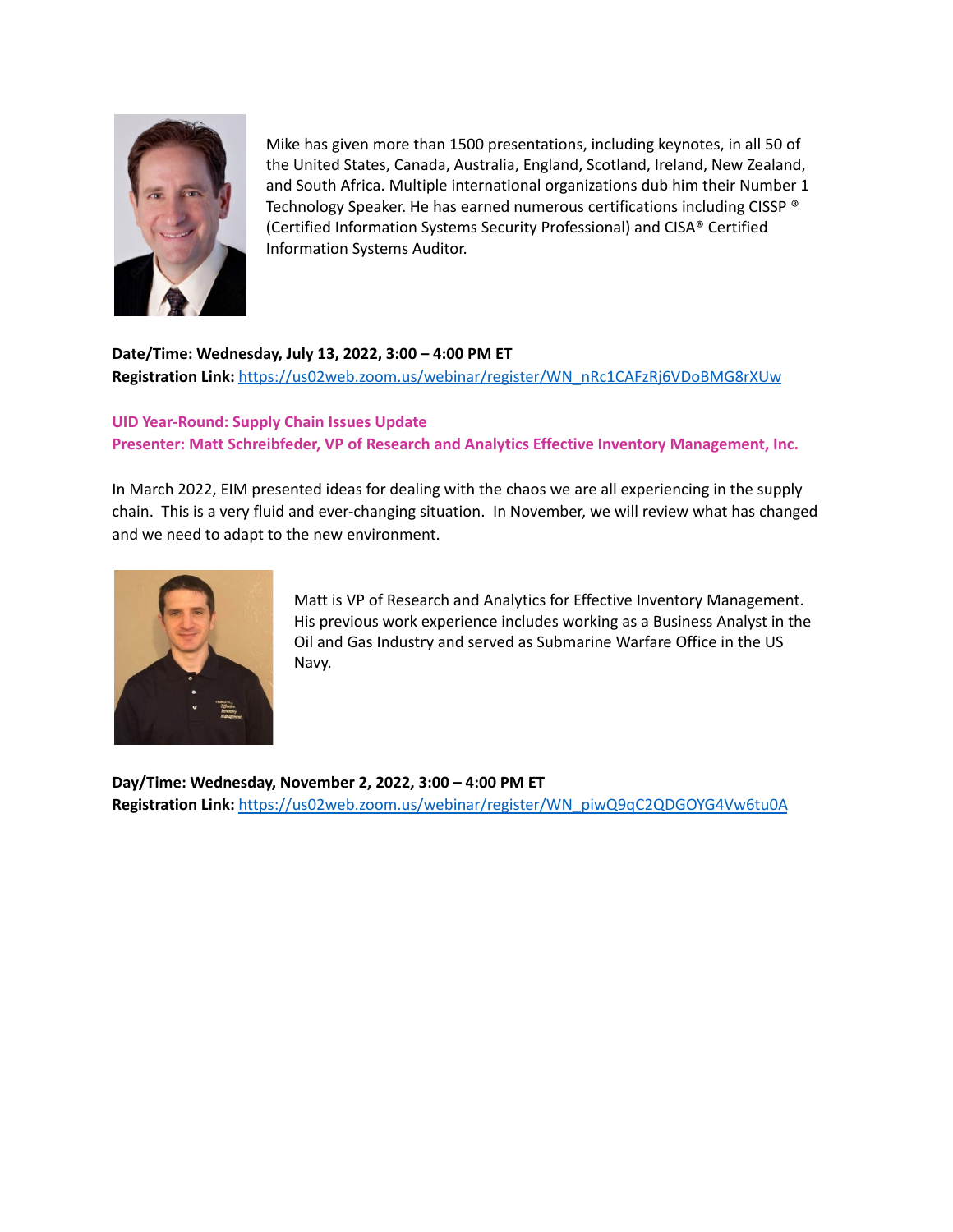Mike has given more than 1500 presentations, including keynotes, in all 50 of the United States, Canada, Australia, England, Scotland, Ireland, New Zealand, and South Africa. Multiple international organizations dub him their Number 1 Technology Speaker. He has earned numerous certifications including CISSP ® (Certified Information Systems Security Professional) and CISA® Certified Information Systems Auditor.

**Date/Time: Wednesday, July 13, 2022, 3:00 – 4:00 PM ET**
**Registration Link:** https://us02web.zoom.us/webinar/register/WN_nRc1CAFzRj6VDoBMG8rXUw

**UID Year-Round: Supply Chain Issues Update**
**Presenter: Matt Schreibfeder, VP of Research and Analytics Effective Inventory Management, Inc.**

In March 2022, EIM presented ideas for dealing with the chaos we are all experiencing in the supply chain. This is a very fluid and ever-changing situation. In November, we will review what has changed and we need to adapt to the new environment.

Matt is VP of Research and Analytics for Effective Inventory Management. His previous work experience includes working as a Business Analyst in the Oil and Gas Industry and served as Submarine Warfare Office in the US Navy.

**Day/Time: Wednesday, November 2, 2022, 3:00 – 4:00 PM ET**
**Registration Link:** https://us02web.zoom.us/webinar/register/WN_piwQ9qC2QDGOYG4Vw6tu0A